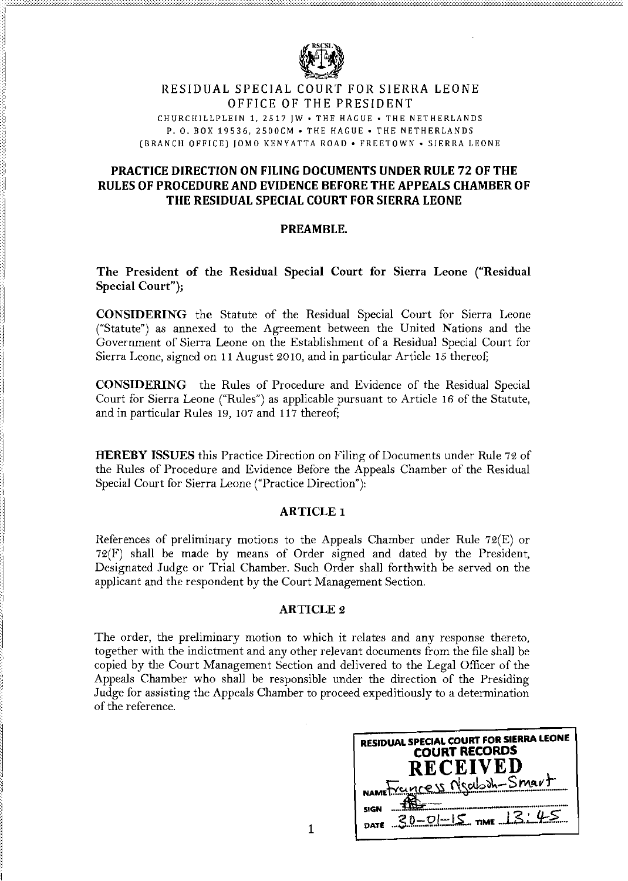RESIDUAL SPECIAL COURT FOR SIERRA LEONE
OFFICE OF THE PRESIDENT

CHURCHILLPLEIN 1, 2517 JW • THE HAGUE • THE NETHERLANDS
P. O. BOX 19536, 2500CM • THE HAGUE • THE NETHERLANDS
(BRANCH OFFICE) JOMO KENYATTA ROAD • FREETOWN • SIERRA LEONE

# PRACTICE DIRECTION ON FILING DOCUMENTS UNDER RULE 72 OF THE RULES OF PROCEDURE AND EVIDENCE BEFORE THE APPEALS CHAMBER OF THE RESIDUAL SPECIAL COURT FOR SIERRA LEONE

## PREAMBLE.

**The President of the Residual Special Court for Sierra Leone ("Residual Special Court");**

**CONSIDERING** the Statute of the Residual Special Court for Sierra Leone ("Statute") as annexed to the Agreement between the United Nations and the Government of Sierra Leone on the Establishment of a Residual Special Court for Sierra Leone, signed on 11 August 2010, and in particular Article 15 thereof;

**CONSIDERING** the Rules of Procedure and Evidence of the Residual Special Court for Sierra Leone ("Rules") as applicable pursuant to Article 16 of the Statute, and in particular Rules 19, 107 and 117 thereof;

**HEREBY ISSUES** this Practice Direction on Filing of Documents under Rule 72 of the Rules of Procedure and Evidence Before the Appeals Chamber of the Residual Special Court for Sierra Leone ("Practice Direction"):

## ARTICLE 1

References of preliminary motions to the Appeals Chamber under Rule 72(E) or 72(F) shall be made by means of Order signed and dated by the President, Designated Judge or Trial Chamber. Such Order shall forthwith be served on the applicant and the respondent by the Court Management Section.

## ARTICLE 2

The order, the preliminary motion to which it relates and any response thereto, together with the indictment and any other relevant documents from the file shall be copied by the Court Management Section and delivered to the Legal Officer of the Appeals Chamber who shall be responsible under the direction of the Presiding Judge for assisting the Appeals Chamber to proceed expeditiously to a determination of the reference.

RESIDUAL SPECIAL COURT FOR SIERRA LEONE
COURT RECORDS
RECEIVED
NAME Francess Nsaboh-Smart
SIGN
DATE 30-01-15 TIME 13:45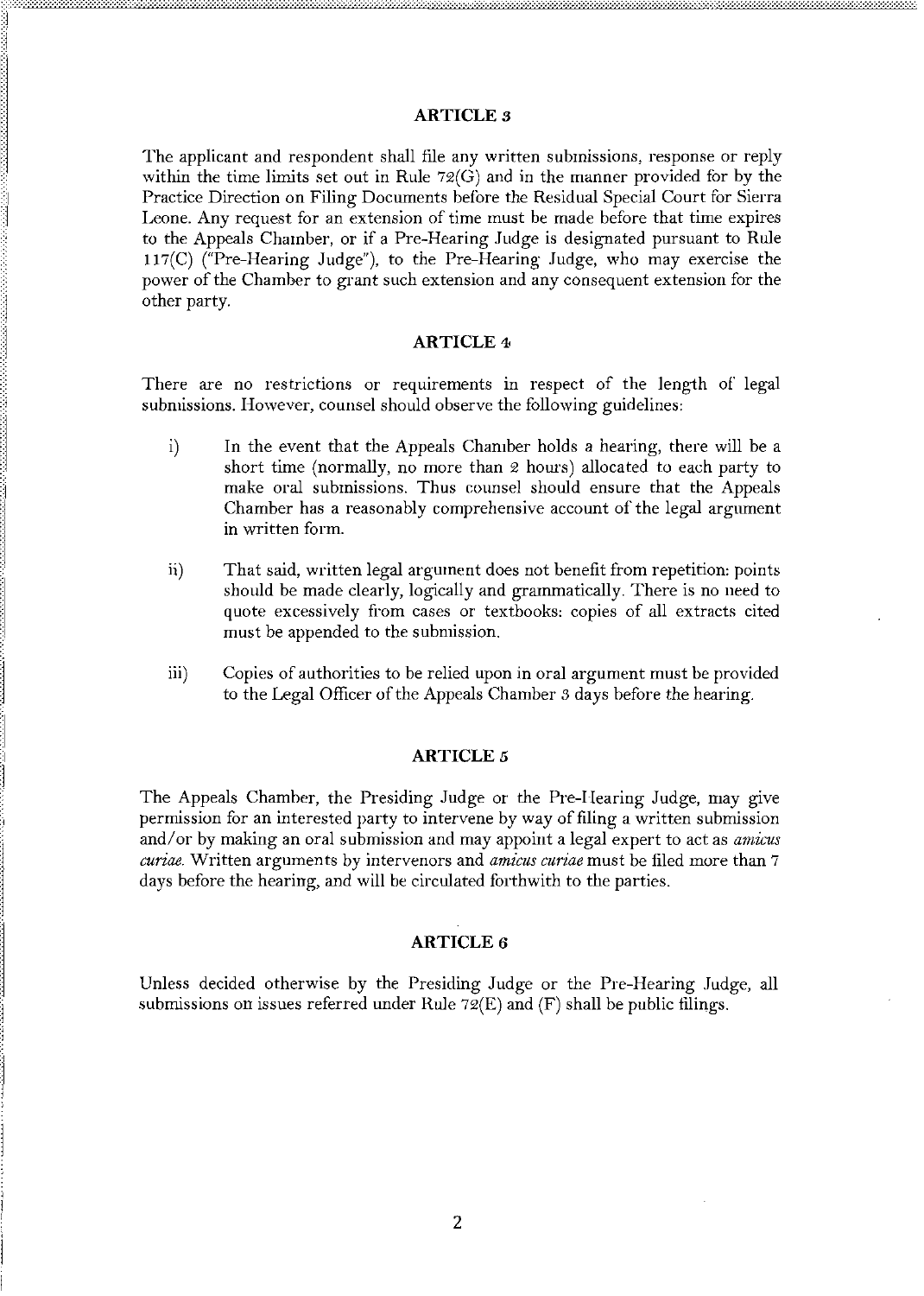**ARTICLE 3**

The applicant and respondent shall file any written submissions, response or reply within the time limits set out in Rule 72(G) and in the manner provided for by the Practice Direction on Filing Documents before the Residual Special Court for Sierra Leone. Any request for an extension of time must be made before that time expires to the Appeals Chamber, or if a Pre-Hearing Judge is designated pursuant to Rule 117(C) ("Pre-Hearing Judge"), to the Pre-Hearing Judge, who may exercise the power of the Chamber to grant such extension and any consequent extension for the other party.

**ARTICLE 4**

There are no restrictions or requirements in respect of the length of legal submissions. However, counsel should observe the following guidelines:

i) In the event that the Appeals Chamber holds a hearing, there will be a short time (normally, no more than 2 hours) allocated to each party to make oral submissions. Thus counsel should ensure that the Appeals Chamber has a reasonably comprehensive account of the legal argument in written form.

ii) That said, written legal argument does not benefit from repetition: points should be made clearly, logically and grammatically. There is no need to quote excessively from cases or textbooks: copies of all extracts cited must be appended to the submission.

iii) Copies of authorities to be relied upon in oral argument must be provided to the Legal Officer of the Appeals Chamber 3 days before the hearing.

**ARTICLE 5**

The Appeals Chamber, the Presiding Judge or the Pre-Hearing Judge, may give permission for an interested party to intervene by way of filing a written submission and/or by making an oral submission and may appoint a legal expert to act as *amicus curiae.* Written arguments by intervenors and *amicus curiae* must be filed more than 7 days before the hearing, and will be circulated forthwith to the parties.

**ARTICLE 6**

Unless decided otherwise by the Presiding Judge or the Pre-Hearing Judge, all submissions on issues referred under Rule 72(E) and (F) shall be public filings.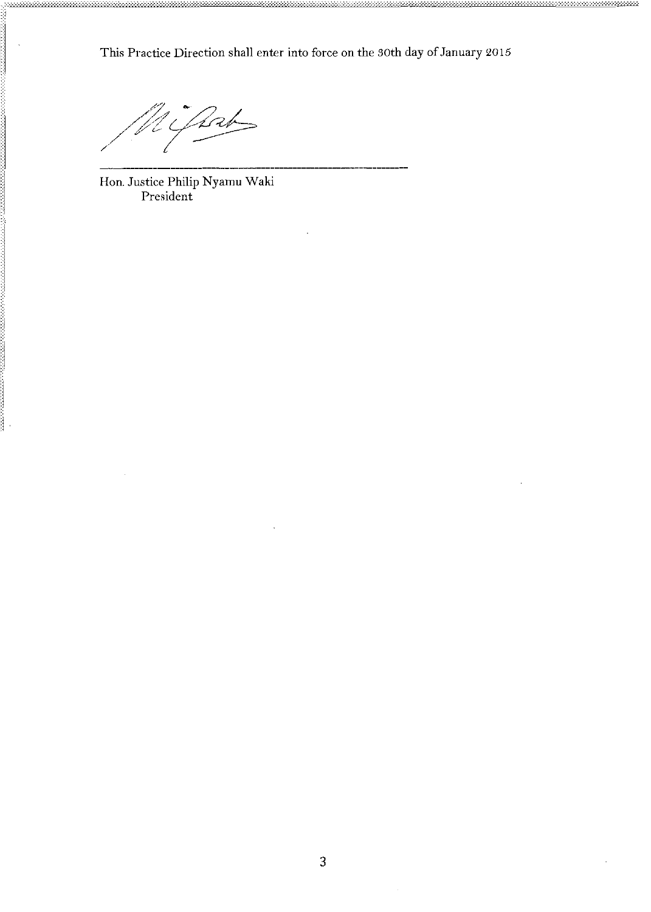This Practice Direction shall enter into force on the 30th day of January 2015

Hon. Justice Philip Nyamu Waki
President